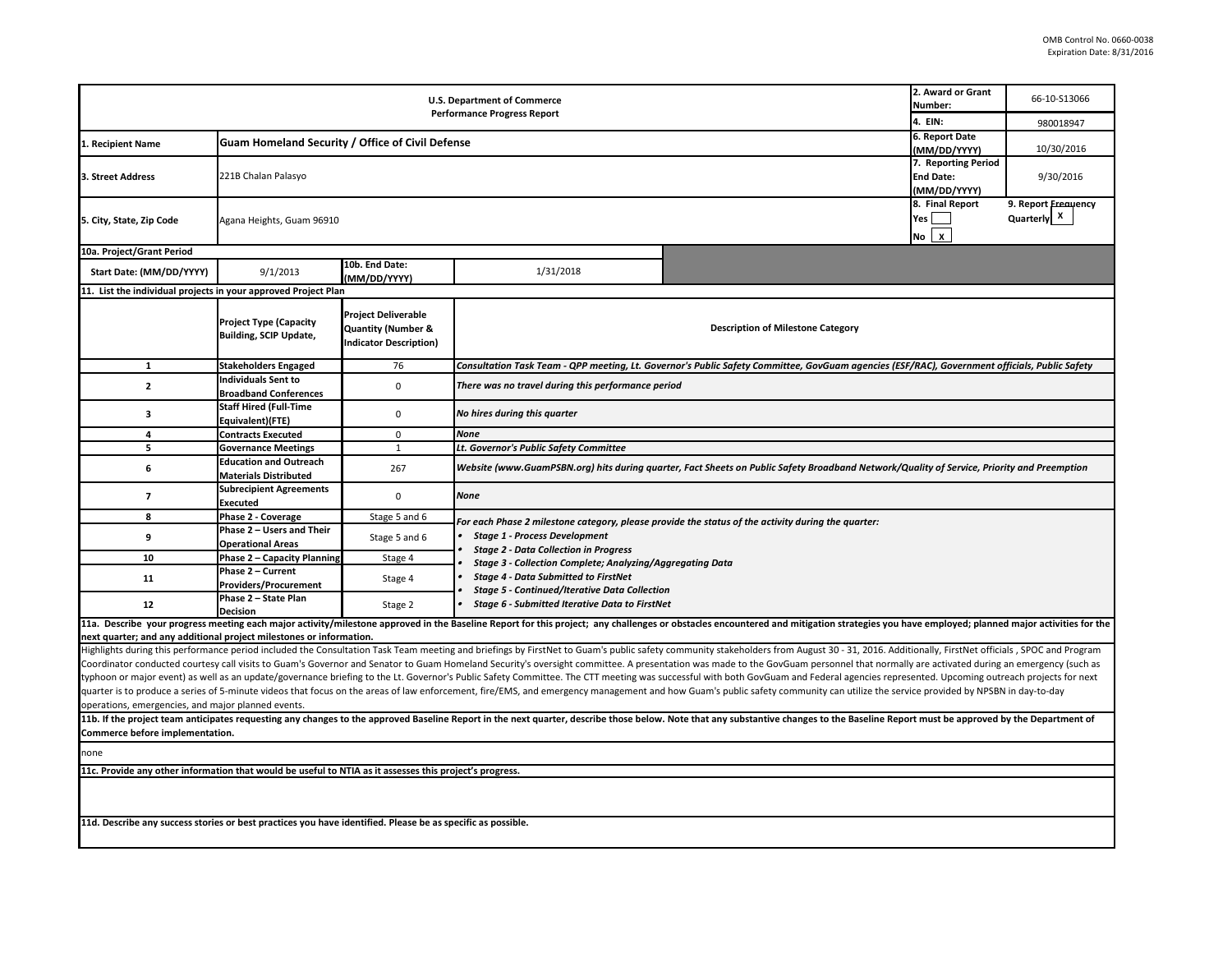OMB Control No. 0660-0038
Expiration Date: 8/31/2016

| U.S. Department of Commerce Performance Progress Report | | 2. Award or Grant Number: | 66-10-S13066 |
|---|---|---|---|
| | | 4. EIN: | 980018947 |
| 1. Recipient Name | Guam Homeland Security / Office of Civil Defense | 6. Report Date (MM/DD/YYYY) | 10/30/2016 |
| 3. Street Address | 221B Chalan Palasyo | 7. Reporting Period End Date: (MM/DD/YYYY) | 9/30/2016 |
| 5. City, State, Zip Code | Agana Heights, Guam 96910 | 8. Final Report Yes [ ] No [X] | 9. Report Frequency Quarterly [X] |

**10a. Project/Grant Period**

| Start Date: (MM/DD/YYYY) | 9/1/2013 | 10b. End Date: (MM/DD/YYYY) | 1/31/2018 |
|---|---|---|---|

**11. List the individual projects in your approved Project Plan**

| | Project Type (Capacity Building, SCIP Update, | Project Deliverable Quantity (Number & Indicator Description) | Description of Milestone Category |
|---|---|---|---|
| 1 | Stakeholders Engaged | 76 | *Consultation Task Team - QPP meeting, Lt. Governor's Public Safety Committee, GovGuam agencies (ESF/RAC), Government officials, Public Safety* |
| 2 | Individuals Sent to Broadband Conferences | 0 | *There was no travel during this performance period* |
| 3 | Staff Hired (Full-Time Equivalent)(FTE) | 0 | *No hires during this quarter* |
| 4 | Contracts Executed | 0 | *None* |
| 5 | Governance Meetings | 1 | *Lt. Governor's Public Safety Committee* |
| 6 | Education and Outreach Materials Distributed | 267 | *Website (www.GuamPSBN.org) hits during quarter, Fact Sheets on Public Safety Broadband Network/Quality of Service, Priority and Preemption* |
| 7 | Subrecipient Agreements Executed | 0 | *None* |
| 8 | Phase 2 - Coverage | Stage 5 and 6 | *For each Phase 2 milestone category, please provide the status of the activity during the quarter:* |
| 9 | Phase 2 – Users and Their Operational Areas | Stage 5 and 6 | • *Stage 1 - Process Development* • *Stage 2 - Data Collection in Progress* |
| 10 | Phase 2 – Capacity Planning | Stage 4 | • *Stage 3 - Collection Complete; Analyzing/Aggregating Data* |
| 11 | Phase 2 – Current Providers/Procurement | Stage 4 | • *Stage 4 - Data Submitted to FirstNet* • *Stage 5 - Continued/Iterative Data Collection* |
| 12 | Phase 2 – State Plan Decision | Stage 2 | • *Stage 6 - Submitted Iterative Data to FirstNet* |

**11a. Describe your progress meeting each major activity/milestone approved in the Baseline Report for this project; any challenges or obstacles encountered and mitigation strategies you have employed; planned major activities for the next quarter; and any additional project milestones or information.**

Highlights during this performance period included the Consultation Task Team meeting and briefings by FirstNet to Guam's public safety community stakeholders from August 30 - 31, 2016. Additionally, FirstNet officials , SPOC and Program Coordinator conducted courtesy call visits to Guam's Governor and Senator to Guam Homeland Security's oversight committee. A presentation was made to the GovGuam personnel that normally are activated during an emergency (such as typhoon or major event) as well as an update/governance briefing to the Lt. Governor's Public Safety Committee. The CTT meeting was successful with both GovGuam and Federal agencies represented. Upcoming outreach projects for next quarter is to produce a series of 5-minute videos that focus on the areas of law enforcement, fire/EMS, and emergency management and how Guam's public safety community can utilize the service provided by NPSBN in day-to-day operations, emergencies, and major planned events.

**11b. If the project team anticipates requesting any changes to the approved Baseline Report in the next quarter, describe those below. Note that any substantive changes to the Baseline Report must be approved by the Department of Commerce before implementation.**

none

**11c. Provide any other information that would be useful to NTIA as it assesses this project's progress.**

**11d. Describe any success stories or best practices you have identified. Please be as specific as possible.**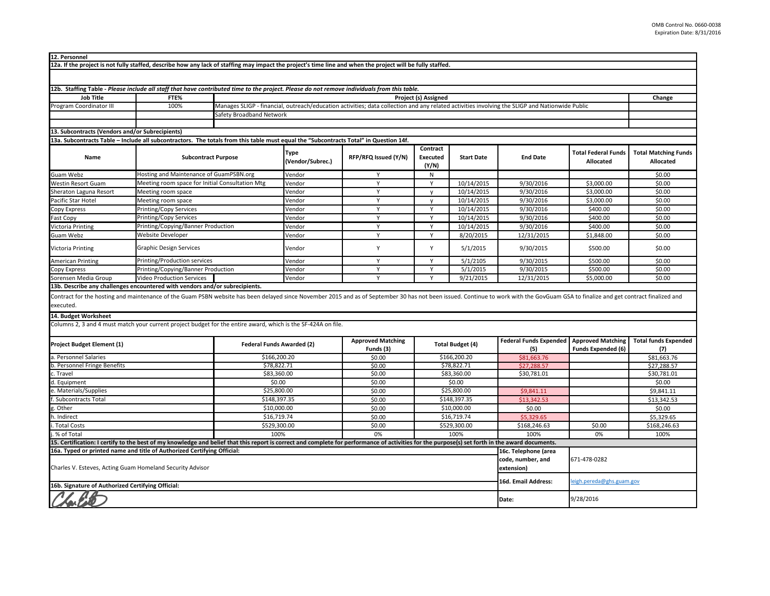OMB Control No. 0660-0038
Expiration Date: 8/31/2016

## 12. Personnel

**12a. If the project is not fully staffed, describe how any lack of staffing may impact the project's time line and when the project will be fully staffed.**

**12b. Staffing Table** - *Please include all staff that have contributed time to the project. Please do not remove individuals from this table.*

| Job Title | FTE% | Project (s) Assigned | Change |
|---|---|---|---|
| Program Coordinator III | 100% | Manages SLIGP - financial, outreach/education activities; data collection and any related activities involving the SLIGP and Nationwide Public Safety Broadband Network | |
| | | | |

## 13. Subcontracts (Vendors and/or Subrecipients)

**13a. Subcontracts Table – Include all subcontractors. The totals from this table must equal the "Subcontracts Total" in Question 14f.**

| Name | Subcontract Purpose | Type (Vendor/Subrec.) | RFP/RFQ Issued (Y/N) | Contract Executed (Y/N) | Start Date | End Date | Total Federal Funds Allocated | Total Matching Funds Allocated |
|---|---|---|---|---|---|---|---|---|
| Guam Webz | Hosting and Maintenance of GuamPSBN.org | Vendor | Y | N | | | | $0.00 |
| Westin Resort Guam | Meeting room space for Initial Consultation Mtg | Vendor | Y | Y | 10/14/2015 | 9/30/2016 | $3,000.00 | $0.00 |
| Sheraton Laguna Resort | Meeting room space | Vendor | Y | y | 10/14/2015 | 9/30/2016 | $3,000.00 | $0.00 |
| Pacific Star Hotel | Meeting room space | Vendor | Y | y | 10/14/2015 | 9/30/2016 | $3,000.00 | $0.00 |
| Copy Express | Printing/Copy Services | Vendor | Y | Y | 10/14/2015 | 9/30/2016 | $400.00 | $0.00 |
| Fast Copy | Printing/Copy Services | Vendor | Y | Y | 10/14/2015 | 9/30/2016 | $400.00 | $0.00 |
| Victoria Printing | Printing/Copying/Banner Production | Vendor | Y | Y | 10/14/2015 | 9/30/2016 | $400.00 | $0.00 |
| Guam Webz | Website Developer | Vendor | Y | Y | 8/20/2015 | 12/31/2015 | $1,848.00 | $0.00 |
| Victoria Printing | Graphic Design Services | Vendor | Y | Y | 5/1/2015 | 9/30/2015 | $500.00 | $0.00 |
| American Printing | Printing/Production services | Vendor | Y | Y | 5/1/2105 | 9/30/2015 | $500.00 | $0.00 |
| Copy Express | Printing/Copying/Banner Production | Vendor | Y | Y | 5/1/2015 | 9/30/2015 | $500.00 | $0.00 |
| Sorensen Media Group | Video Production Services | Vendor | Y | Y | 9/21/2015 | 12/31/2015 | $5,000.00 | $0.00 |

**13b. Describe any challenges encountered with vendors and/or subrecipients.**

Contract for the hosting and maintenance of the Guam PSBN website has been delayed since November 2015 and as of September 30 has not been issued. Continue to work with the GovGuam GSA to finalize and get contract finalized and executed.

## 14. Budget Worksheet

Columns 2, 3 and 4 must match your current project budget for the entire award, which is the SF-424A on file.

| Project Budget Element (1) | Federal Funds Awarded (2) | Approved Matching Funds (3) | Total Budget (4) | Federal Funds Expended (5) | Approved Matching Funds Expended (6) | Total funds Expended (7) |
|---|---|---|---|---|---|---|
| a. Personnel Salaries | $166,200.20 | $0.00 | $166,200.20 | $81,663.76 | | $81,663.76 |
| b. Personnel Fringe Benefits | $78,822.71 | $0.00 | $78,822.71 | $27,288.57 | | $27,288.57 |
| c. Travel | $83,360.00 | $0.00 | $83,360.00 | $30,781.01 | | $30,781.01 |
| d. Equipment | $0.00 | $0.00 | $0.00 | | | $0.00 |
| e. Materials/Supplies | $25,800.00 | $0.00 | $25,800.00 | $9,841.11 | | $9,841.11 |
| f. Subcontracts Total | $148,397.35 | $0.00 | $148,397.35 | $13,342.53 | | $13,342.53 |
| g. Other | $10,000.00 | $0.00 | $10,000.00 | $0.00 | | $0.00 |
| h. Indirect | $16,719.74 | $0.00 | $16,719.74 | $5,329.65 | | $5,329.65 |
| i. Total Costs | $529,300.00 | $0.00 | $529,300.00 | $168,246.63 | $0.00 | $168,246.63 |
| j. % of Total | 100% | 0% | 100% | 100% | 0% | 100% |

**15. Certification: I certify to the best of my knowledge and belief that this report is correct and complete for performance of activities for the purpose(s) set forth in the award documents.**

**16a. Typed or printed name and title of Authorized Certifying Official:**

Charles V. Esteves, Acting Guam Homeland Security Advisor

**16c. Telephone (area code, number, and extension)** 671-478-0282

**16d. Email Address:** leigh.pereda@ghs.guam.gov

**16b. Signature of Authorized Certifying Official:**

**Date:** 9/28/2016